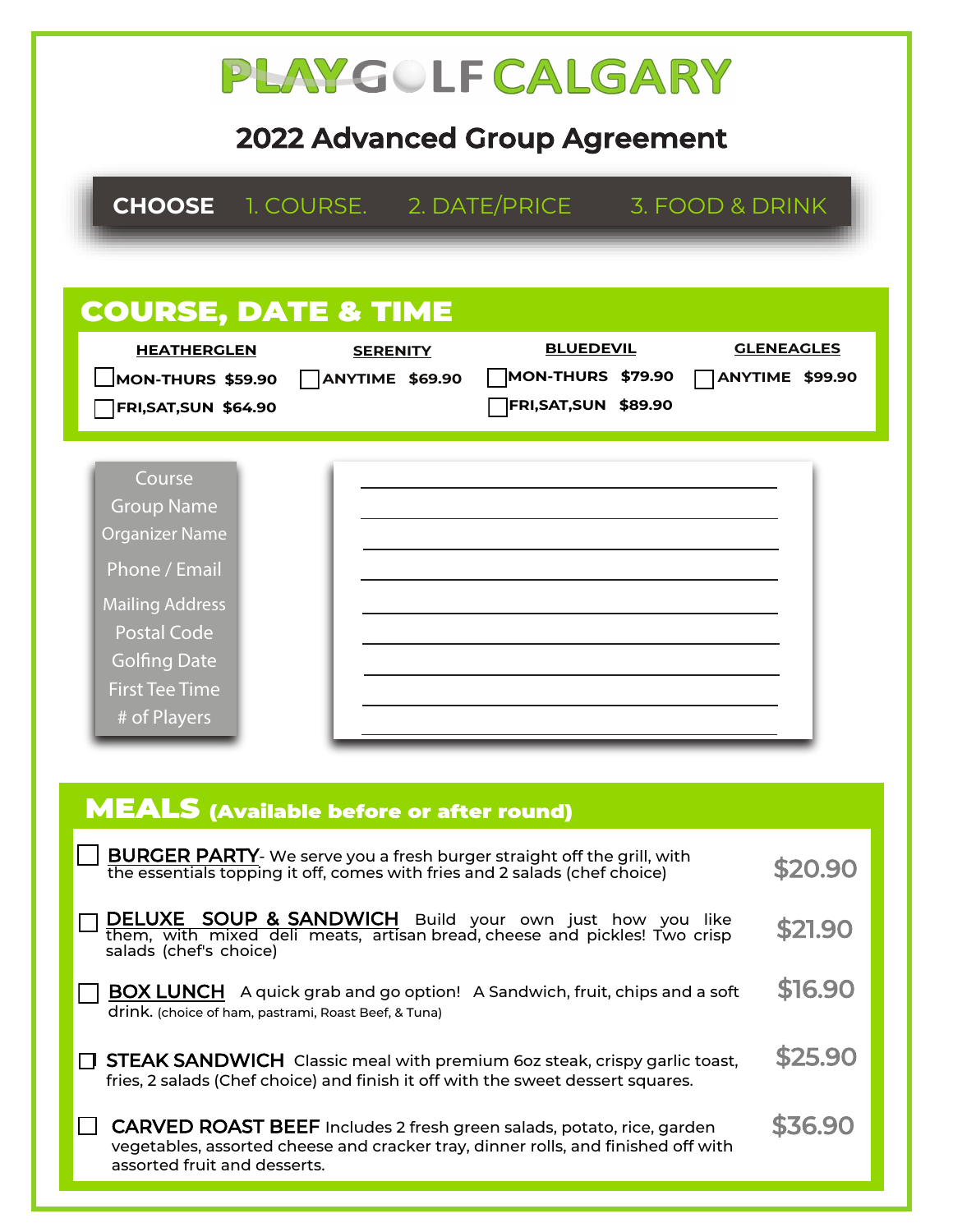# PLAYGOLF CALGARY

## 2022 Advanced Group Agreement

**CHOOSE** 1. COURSE. 2. DATE/PRICE 3. FOOD & DRINK

## COURSE, DATE & TIME

| HEATHERGLEN | SERENITY | BLUEDEVIL | GLENEAGLES |
|---|---|---|---|
| ☐ MON-THURS $59.90 | ☐ ANYTIME $69.90 | ☐ MON-THURS $79.90 | ☐ ANYTIME $99.90 |
| ☐ FRI,SAT,SUN $64.90 | | ☐ FRI,SAT,SUN $89.90 | |

| | |
|---|---|
| Course | ______________________ |
| Group Name | ______________________ |
| Organizer Name | ______________________ |
| Phone / Email | ______________________ |
| Mailing Address | ______________________ |
| Postal Code | ______________________ |
| Golfing Date | ______________________ |
| First Tee Time | ______________________ |
| # of Players | ______________________ |

## MEALS (Available before or after round)

☐ **BURGER PARTY**- We serve you a fresh burger straight off the grill, with the essentials topping it off, comes with fries and 2 salads (chef choice) — **$20.90**

☐ **DELUXE SOUP & SANDWICH** Build your own just how you like them, with mixed deli meats, artisan bread, cheese and pickles! Two crisp salads (chef's choice) — **$21.90**

☐ **BOX LUNCH** A quick grab and go option! A Sandwich, fruit, chips and a soft drink. (choice of ham, pastrami, Roast Beef, & Tuna) — **$16.90**

☐ **STEAK SANDWICH** Classic meal with premium 6oz steak, crispy garlic toast, fries, 2 salads (Chef choice) and finish it off with the sweet dessert squares. — **$25.90**

☐ **CARVED ROAST BEEF** Includes 2 fresh green salads, potato, rice, garden vegetables, assorted cheese and cracker tray, dinner rolls, and finished off with assorted fruit and desserts. — **$36.90**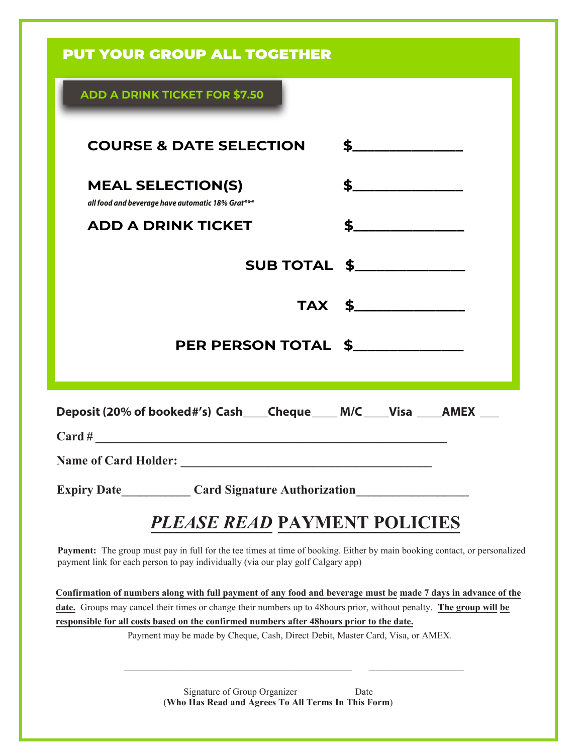## PUT YOUR GROUP ALL TOGETHER

**ADD A DRINK TICKET FOR $7.50**

**COURSE & DATE SELECTION** $______________

**MEAL SELECTION(S)** $______________

*all food and beverage have automatic 18% Grat****

**ADD A DRINK TICKET** $______________

**SUB TOTAL** $______________

**TAX** $______________

**PER PERSON TOTAL** $______________

**Deposit (20% of booked#'s) Cash____Cheque____ M/C____Visa ____AMEX ___**

**Card # ___________________________________________________________**

**Name of Card Holder: __________________________________________**

**Expiry Date___________ Card Signature Authorization_________________**

# *PLEASE READ* PAYMENT POLICIES

**Payment:** The group must pay in full for the tee times at time of booking. Either by main booking contact, or personalized payment link for each person to pay individually (via our play golf Calgary app)

**Confirmation of numbers along with full payment of any food and beverage must be made 7 days in advance of the date.** Groups may cancel their times or change their numbers up to 48hours prior, without penalty. **The group will be responsible for all costs based on the confirmed numbers after 48hours prior to the date.**

Payment may be made by Cheque, Cash, Direct Debit, Master Card, Visa, or AMEX.

_____________________________________________ ___________________

Signature of Group Organizer Date

(**Who Has Read and Agrees To All Terms In This Form**)